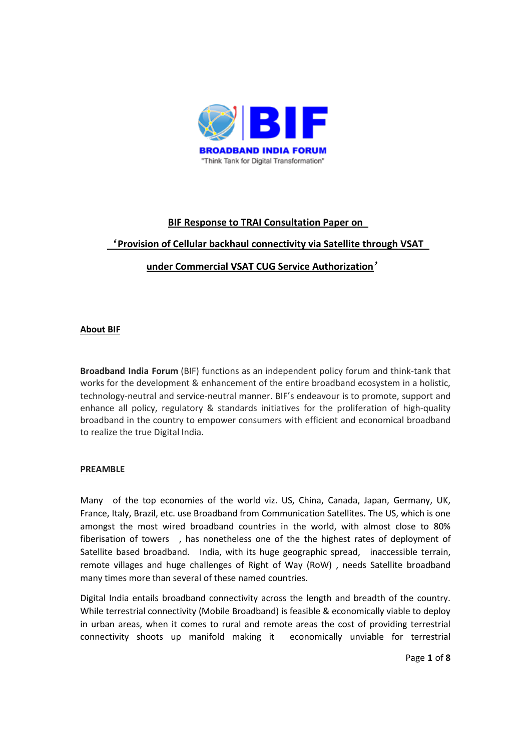**BROADBAND INDIA FORUM**
"Think Tank for Digital Transformation"

# BIF Response to TRAI Consultation Paper on 'Provision of Cellular backhaul connectivity via Satellite through VSAT under Commercial VSAT CUG Service Authorization'

## About BIF

**Broadband India Forum** (BIF) functions as an independent policy forum and think-tank that works for the development & enhancement of the entire broadband ecosystem in a holistic, technology-neutral and service-neutral manner. BIF's endeavour is to promote, support and enhance all policy, regulatory & standards initiatives for the proliferation of high-quality broadband in the country to empower consumers with efficient and economical broadband to realize the true Digital India.

## PREAMBLE

Many of the top economies of the world viz. US, China, Canada, Japan, Germany, UK, France, Italy, Brazil, etc. use Broadband from Communication Satellites. The US, which is one amongst the most wired broadband countries in the world, with almost close to 80% fiberisation of towers , has nonetheless one of the the highest rates of deployment of Satellite based broadband. India, with its huge geographic spread, inaccessible terrain, remote villages and huge challenges of Right of Way (RoW) , needs Satellite broadband many times more than several of these named countries.

Digital India entails broadband connectivity across the length and breadth of the country. While terrestrial connectivity (Mobile Broadband) is feasible & economically viable to deploy in urban areas, when it comes to rural and remote areas the cost of providing terrestrial connectivity shoots up manifold making it economically unviable for terrestrial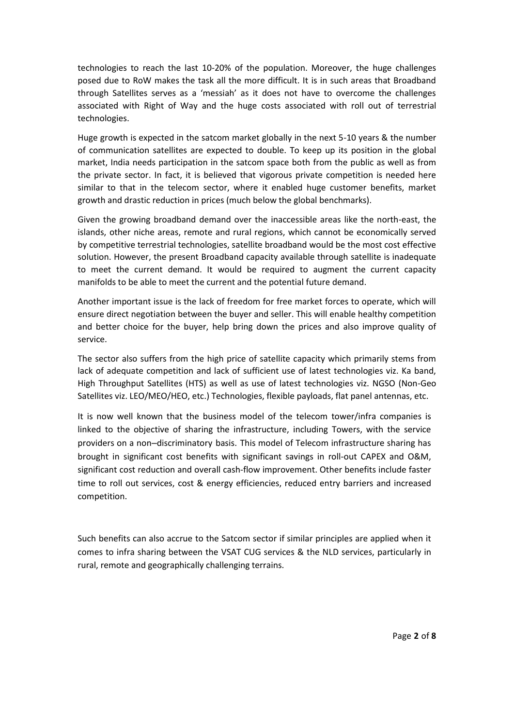technologies to reach the last 10-20% of the population. Moreover, the huge challenges posed due to RoW makes the task all the more difficult. It is in such areas that Broadband through Satellites serves as a 'messiah' as it does not have to overcome the challenges associated with Right of Way and the huge costs associated with roll out of terrestrial technologies.

Huge growth is expected in the satcom market globally in the next 5-10 years & the number of communication satellites are expected to double. To keep up its position in the global market, India needs participation in the satcom space both from the public as well as from the private sector. In fact, it is believed that vigorous private competition is needed here similar to that in the telecom sector, where it enabled huge customer benefits, market growth and drastic reduction in prices (much below the global benchmarks).

Given the growing broadband demand over the inaccessible areas like the north-east, the islands, other niche areas, remote and rural regions, which cannot be economically served by competitive terrestrial technologies, satellite broadband would be the most cost effective solution. However, the present Broadband capacity available through satellite is inadequate to meet the current demand. It would be required to augment the current capacity manifolds to be able to meet the current and the potential future demand.

Another important issue is the lack of freedom for free market forces to operate, which will ensure direct negotiation between the buyer and seller. This will enable healthy competition and better choice for the buyer, help bring down the prices and also improve quality of service.

The sector also suffers from the high price of satellite capacity which primarily stems from lack of adequate competition and lack of sufficient use of latest technologies viz. Ka band, High Throughput Satellites (HTS) as well as use of latest technologies viz. NGSO (Non-Geo Satellites viz. LEO/MEO/HEO, etc.) Technologies, flexible payloads, flat panel antennas, etc.

It is now well known that the business model of the telecom tower/infra companies is linked to the objective of sharing the infrastructure, including Towers, with the service providers on a non–discriminatory basis. This model of Telecom infrastructure sharing has brought in significant cost benefits with significant savings in roll-out CAPEX and O&M, significant cost reduction and overall cash-flow improvement. Other benefits include faster time to roll out services, cost & energy efficiencies, reduced entry barriers and increased competition.

Such benefits can also accrue to the Satcom sector if similar principles are applied when it comes to infra sharing between the VSAT CUG services & the NLD services, particularly in rural, remote and geographically challenging terrains.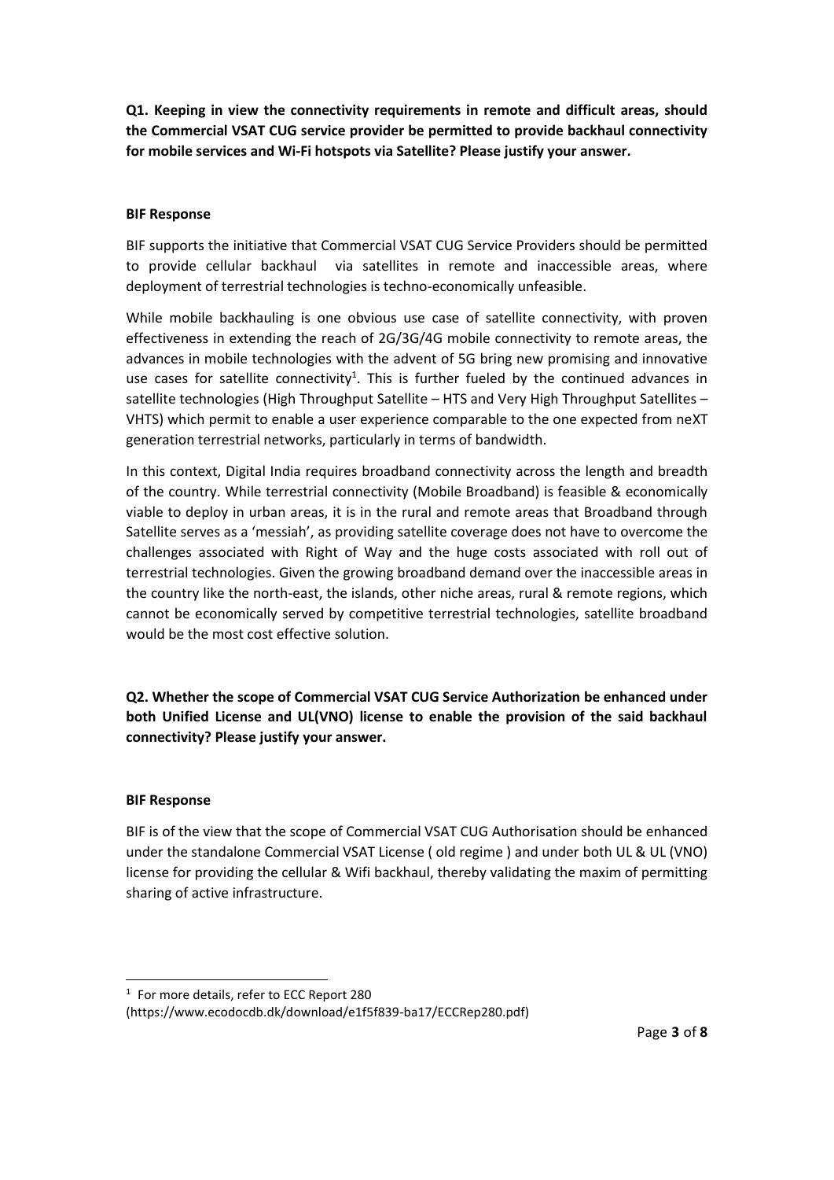**Q1. Keeping in view the connectivity requirements in remote and difficult areas, should the Commercial VSAT CUG service provider be permitted to provide backhaul connectivity for mobile services and Wi-Fi hotspots via Satellite? Please justify your answer.**

**BIF Response**

BIF supports the initiative that Commercial VSAT CUG Service Providers should be permitted to provide cellular backhaul via satellites in remote and inaccessible areas, where deployment of terrestrial technologies is techno-economically unfeasible.

While mobile backhauling is one obvious use case of satellite connectivity, with proven effectiveness in extending the reach of 2G/3G/4G mobile connectivity to remote areas, the advances in mobile technologies with the advent of 5G bring new promising and innovative use cases for satellite connectivity[1]. This is further fueled by the continued advances in satellite technologies (High Throughput Satellite – HTS and Very High Throughput Satellites – VHTS) which permit to enable a user experience comparable to the one expected from neXT generation terrestrial networks, particularly in terms of bandwidth.

In this context, Digital India requires broadband connectivity across the length and breadth of the country. While terrestrial connectivity (Mobile Broadband) is feasible & economically viable to deploy in urban areas, it is in the rural and remote areas that Broadband through Satellite serves as a 'messiah', as providing satellite coverage does not have to overcome the challenges associated with Right of Way and the huge costs associated with roll out of terrestrial technologies. Given the growing broadband demand over the inaccessible areas in the country like the north-east, the islands, other niche areas, rural & remote regions, which cannot be economically served by competitive terrestrial technologies, satellite broadband would be the most cost effective solution.

**Q2. Whether the scope of Commercial VSAT CUG Service Authorization be enhanced under both Unified License and UL(VNO) license to enable the provision of the said backhaul connectivity? Please justify your answer.**

**BIF Response**

BIF is of the view that the scope of Commercial VSAT CUG Authorisation should be enhanced under the standalone Commercial VSAT License ( old regime ) and under both UL & UL (VNO) license for providing the cellular & Wifi backhaul, thereby validating the maxim of permitting sharing of active infrastructure.

---

[1] For more details, refer to ECC Report 280 (https://www.ecodocdb.dk/download/e1f5f839-ba17/ECCRep280.pdf)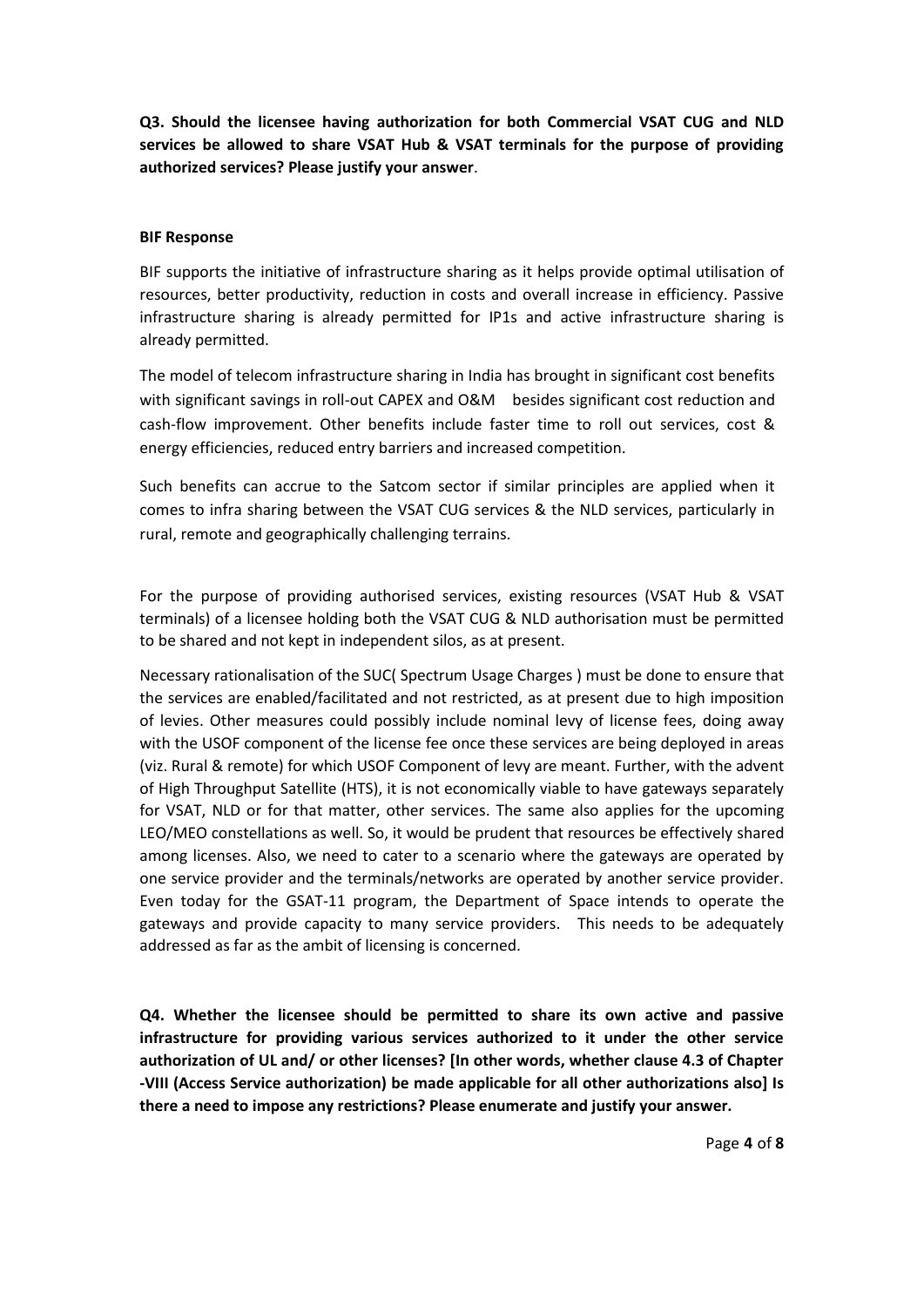**Q3. Should the licensee having authorization for both Commercial VSAT CUG and NLD services be allowed to share VSAT Hub & VSAT terminals for the purpose of providing authorized services? Please justify your answer**.

**BIF Response**

BIF supports the initiative of infrastructure sharing as it helps provide optimal utilisation of resources, better productivity, reduction in costs and overall increase in efficiency. Passive infrastructure sharing is already permitted for IP1s and active infrastructure sharing is already permitted.

The model of telecom infrastructure sharing in India has brought in significant cost benefits with significant savings in roll-out CAPEX and O&M besides significant cost reduction and cash-flow improvement. Other benefits include faster time to roll out services, cost & energy efficiencies, reduced entry barriers and increased competition.

Such benefits can accrue to the Satcom sector if similar principles are applied when it comes to infra sharing between the VSAT CUG services & the NLD services, particularly in rural, remote and geographically challenging terrains.

For the purpose of providing authorised services, existing resources (VSAT Hub & VSAT terminals) of a licensee holding both the VSAT CUG & NLD authorisation must be permitted to be shared and not kept in independent silos, as at present.

Necessary rationalisation of the SUC( Spectrum Usage Charges ) must be done to ensure that the services are enabled/facilitated and not restricted, as at present due to high imposition of levies. Other measures could possibly include nominal levy of license fees, doing away with the USOF component of the license fee once these services are being deployed in areas (viz. Rural & remote) for which USOF Component of levy are meant. Further, with the advent of High Throughput Satellite (HTS), it is not economically viable to have gateways separately for VSAT, NLD or for that matter, other services. The same also applies for the upcoming LEO/MEO constellations as well. So, it would be prudent that resources be effectively shared among licenses. Also, we need to cater to a scenario where the gateways are operated by one service provider and the terminals/networks are operated by another service provider. Even today for the GSAT-11 program, the Department of Space intends to operate the gateways and provide capacity to many service providers. This needs to be adequately addressed as far as the ambit of licensing is concerned.

**Q4. Whether the licensee should be permitted to share its own active and passive infrastructure for providing various services authorized to it under the other service authorization of UL and/ or other licenses? [In other words, whether clause 4.3 of Chapter -VIII (Access Service authorization) be made applicable for all other authorizations also] Is there a need to impose any restrictions? Please enumerate and justify your answer.**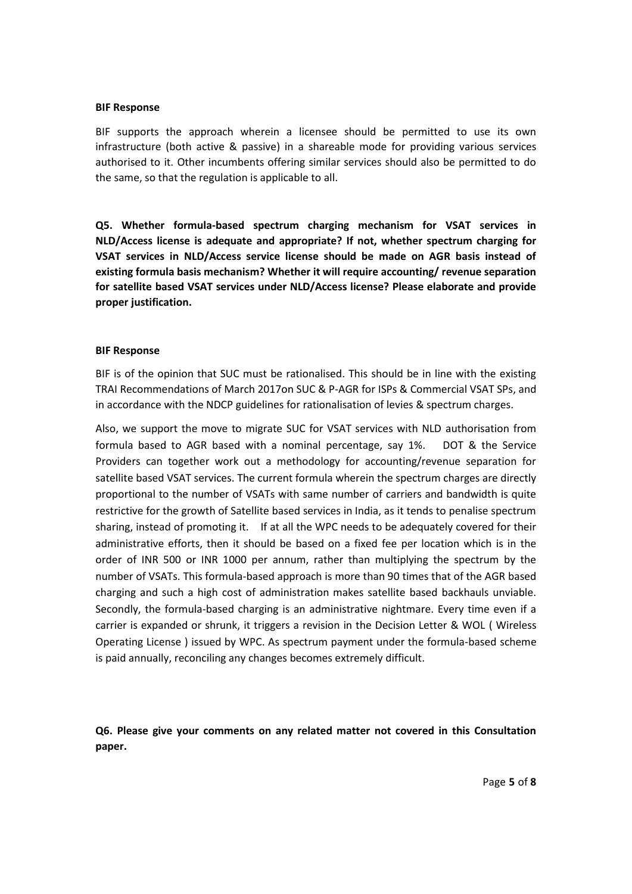**BIF Response**

BIF supports the approach wherein a licensee should be permitted to use its own infrastructure (both active & passive) in a shareable mode for providing various services authorised to it. Other incumbents offering similar services should also be permitted to do the same, so that the regulation is applicable to all.

**Q5. Whether formula-based spectrum charging mechanism for VSAT services in NLD/Access license is adequate and appropriate? If not, whether spectrum charging for VSAT services in NLD/Access service license should be made on AGR basis instead of existing formula basis mechanism? Whether it will require accounting/ revenue separation for satellite based VSAT services under NLD/Access license? Please elaborate and provide proper justification.**

**BIF Response**

BIF is of the opinion that SUC must be rationalised. This should be in line with the existing TRAI Recommendations of March 2017on SUC & P-AGR for ISPs & Commercial VSAT SPs, and in accordance with the NDCP guidelines for rationalisation of levies & spectrum charges.

Also, we support the move to migrate SUC for VSAT services with NLD authorisation from formula based to AGR based with a nominal percentage, say 1%. DOT & the Service Providers can together work out a methodology for accounting/revenue separation for satellite based VSAT services. The current formula wherein the spectrum charges are directly proportional to the number of VSATs with same number of carriers and bandwidth is quite restrictive for the growth of Satellite based services in India, as it tends to penalise spectrum sharing, instead of promoting it. If at all the WPC needs to be adequately covered for their administrative efforts, then it should be based on a fixed fee per location which is in the order of INR 500 or INR 1000 per annum, rather than multiplying the spectrum by the number of VSATs. This formula-based approach is more than 90 times that of the AGR based charging and such a high cost of administration makes satellite based backhauls unviable. Secondly, the formula-based charging is an administrative nightmare. Every time even if a carrier is expanded or shrunk, it triggers a revision in the Decision Letter & WOL ( Wireless Operating License ) issued by WPC. As spectrum payment under the formula-based scheme is paid annually, reconciling any changes becomes extremely difficult.

**Q6. Please give your comments on any related matter not covered in this Consultation paper.**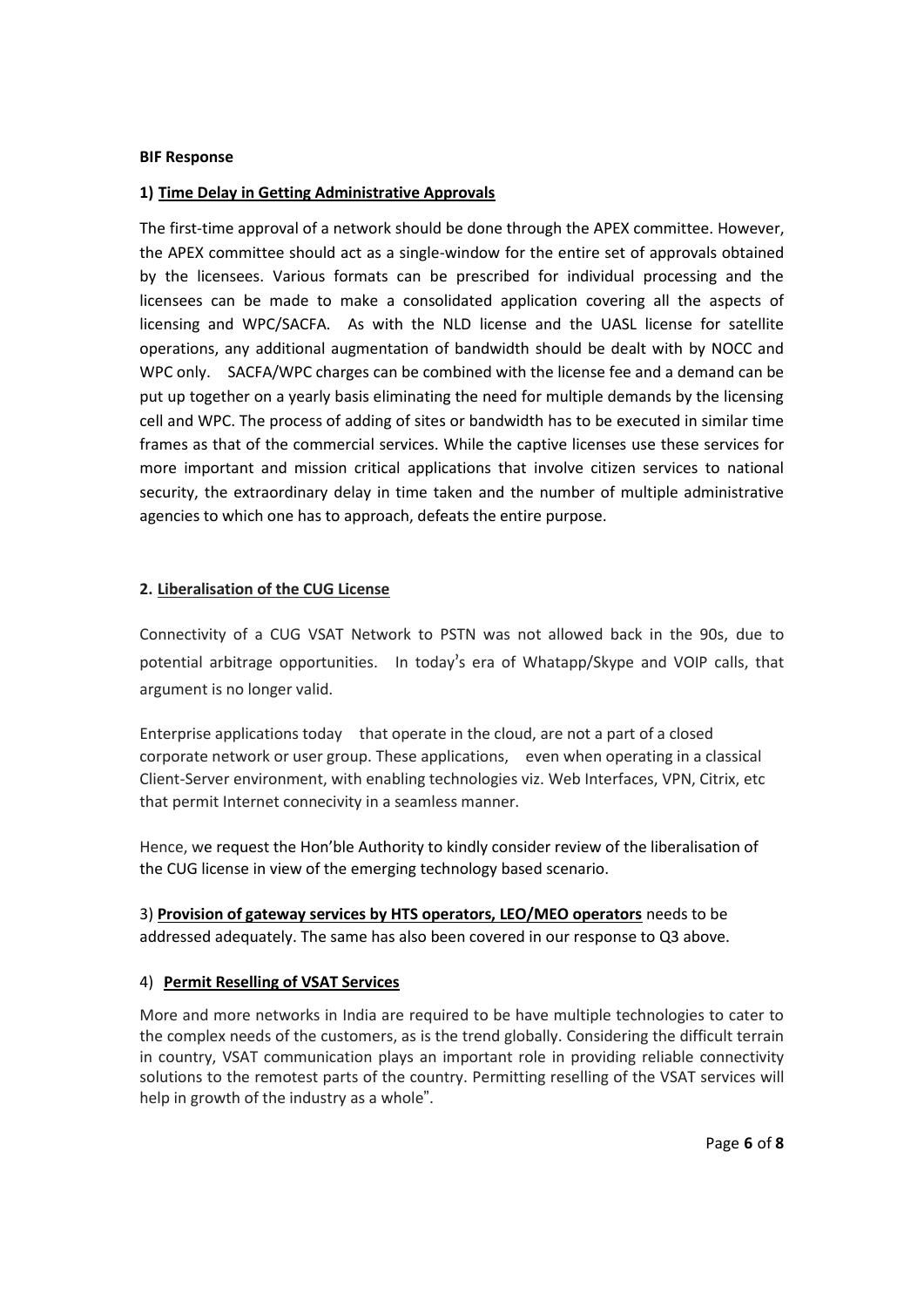**BIF Response**

**1) Time Delay in Getting Administrative Approvals**

The first-time approval of a network should be done through the APEX committee. However, the APEX committee should act as a single-window for the entire set of approvals obtained by the licensees. Various formats can be prescribed for individual processing and the licensees can be made to make a consolidated application covering all the aspects of licensing and WPC/SACFA. As with the NLD license and the UASL license for satellite operations, any additional augmentation of bandwidth should be dealt with by NOCC and WPC only. SACFA/WPC charges can be combined with the license fee and a demand can be put up together on a yearly basis eliminating the need for multiple demands by the licensing cell and WPC. The process of adding of sites or bandwidth has to be executed in similar time frames as that of the commercial services. While the captive licenses use these services for more important and mission critical applications that involve citizen services to national security, the extraordinary delay in time taken and the number of multiple administrative agencies to which one has to approach, defeats the entire purpose.

**2. Liberalisation of the CUG License**

Connectivity of a CUG VSAT Network to PSTN was not allowed back in the 90s, due to potential arbitrage opportunities. In today's era of Whatapp/Skype and VOIP calls, that argument is no longer valid.

Enterprise applications today that operate in the cloud, are not a part of a closed corporate network or user group. These applications, even when operating in a classical Client-Server environment, with enabling technologies viz. Web Interfaces, VPN, Citrix, etc that permit Internet connecivity in a seamless manner.

Hence, we request the Hon'ble Authority to kindly consider review of the liberalisation of the CUG license in view of the emerging technology based scenario.

3) **Provision of gateway services by HTS operators, LEO/MEO operators** needs to be addressed adequately. The same has also been covered in our response to Q3 above.

4) **Permit Reselling of VSAT Services**

More and more networks in India are required to be have multiple technologies to cater to the complex needs of the customers, as is the trend globally. Considering the difficult terrain in country, VSAT communication plays an important role in providing reliable connectivity solutions to the remotest parts of the country. Permitting reselling of the VSAT services will help in growth of the industry as a whole".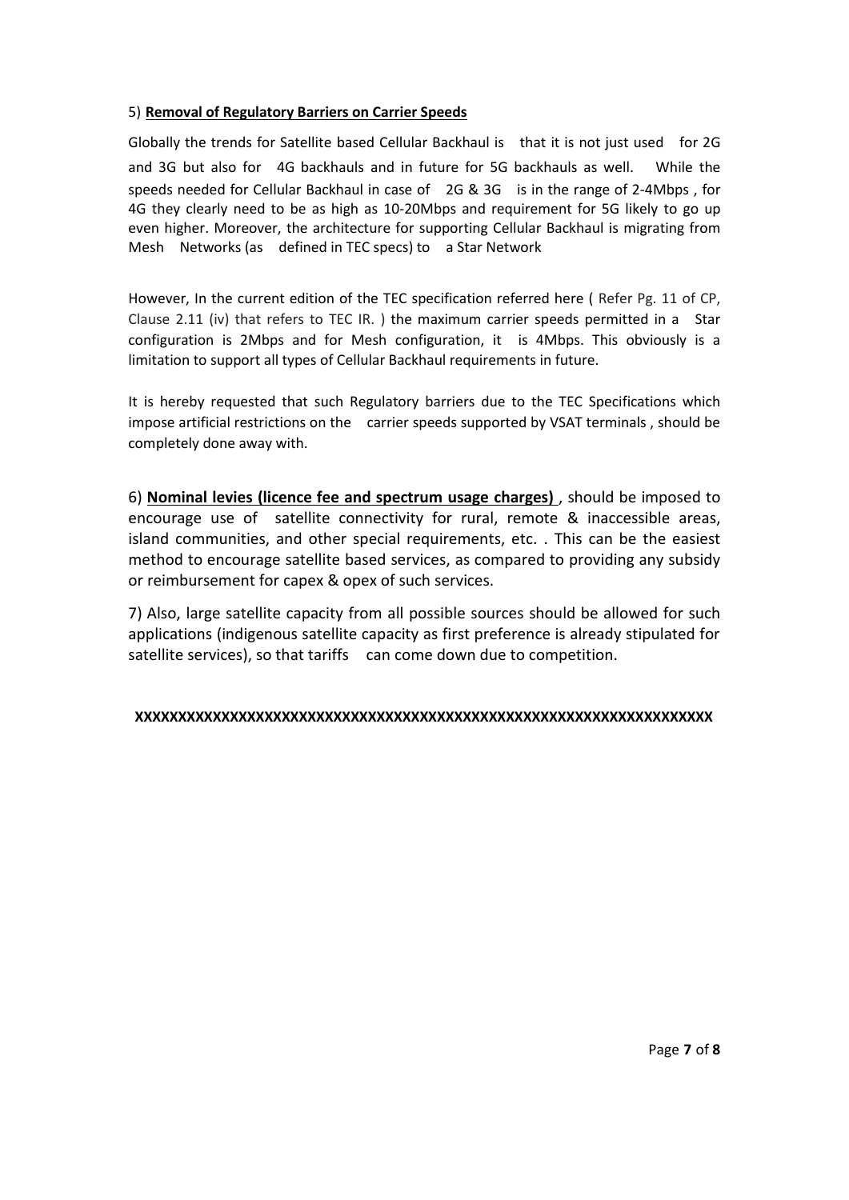5) **Removal of Regulatory Barriers on Carrier Speeds**

Globally the trends for Satellite based Cellular Backhaul is that it is not just used for 2G and 3G but also for 4G backhauls and in future for 5G backhauls as well. While the speeds needed for Cellular Backhaul in case of 2G & 3G is in the range of 2-4Mbps , for 4G they clearly need to be as high as 10-20Mbps and requirement for 5G likely to go up even higher. Moreover, the architecture for supporting Cellular Backhaul is migrating from Mesh Networks (as defined in TEC specs) to a Star Network

However, In the current edition of the TEC specification referred here ( Refer Pg. 11 of CP, Clause 2.11 (iv) that refers to TEC IR. ) the maximum carrier speeds permitted in a Star configuration is 2Mbps and for Mesh configuration, it is 4Mbps. This obviously is a limitation to support all types of Cellular Backhaul requirements in future.

It is hereby requested that such Regulatory barriers due to the TEC Specifications which impose artificial restrictions on the carrier speeds supported by VSAT terminals , should be completely done away with.

6) **Nominal levies (licence fee and spectrum usage charges)** , should be imposed to encourage use of satellite connectivity for rural, remote & inaccessible areas, island communities, and other special requirements, etc. . This can be the easiest method to encourage satellite based services, as compared to providing any subsidy or reimbursement for capex & opex of such services.

7) Also, large satellite capacity from all possible sources should be allowed for such applications (indigenous satellite capacity as first preference is already stipulated for satellite services), so that tariffs can come down due to competition.

**XXXXXXXXXXXXXXXXXXXXXXXXXXXXXXXXXXXXXXXXXXXXXXXXXXXXXXXXXXXXXXXXXX**